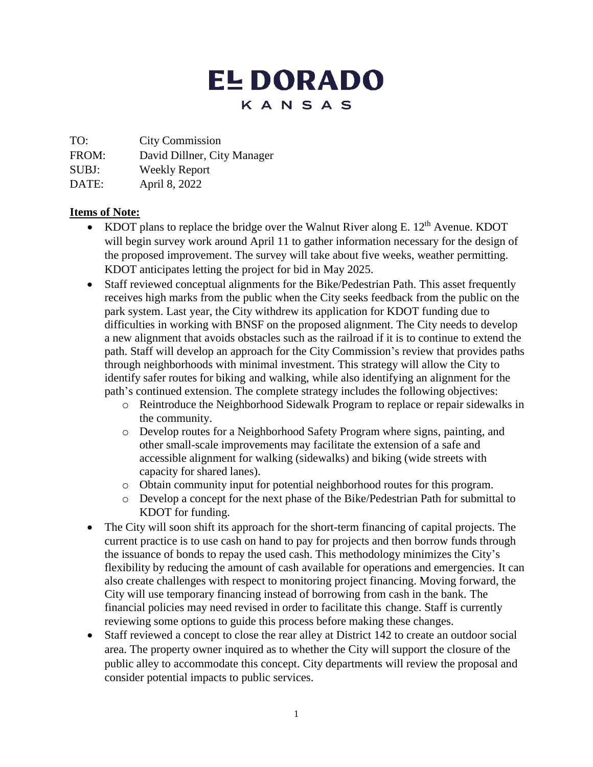# EL DORADO
## KANSAS

TO: City Commission
FROM: David Dillner, City Manager
SUBJ: Weekly Report
DATE: April 8, 2022

**Items of Note:**

- KDOT plans to replace the bridge over the Walnut River along E. 12th Avenue. KDOT will begin survey work around April 11 to gather information necessary for the design of the proposed improvement. The survey will take about five weeks, weather permitting. KDOT anticipates letting the project for bid in May 2025.
- Staff reviewed conceptual alignments for the Bike/Pedestrian Path. This asset frequently receives high marks from the public when the City seeks feedback from the public on the park system. Last year, the City withdrew its application for KDOT funding due to difficulties in working with BNSF on the proposed alignment. The City needs to develop a new alignment that avoids obstacles such as the railroad if it is to continue to extend the path. Staff will develop an approach for the City Commission's review that provides paths through neighborhoods with minimal investment. This strategy will allow the City to identify safer routes for biking and walking, while also identifying an alignment for the path's continued extension. The complete strategy includes the following objectives:
  - Reintroduce the Neighborhood Sidewalk Program to replace or repair sidewalks in the community.
  - Develop routes for a Neighborhood Safety Program where signs, painting, and other small-scale improvements may facilitate the extension of a safe and accessible alignment for walking (sidewalks) and biking (wide streets with capacity for shared lanes).
  - Obtain community input for potential neighborhood routes for this program.
  - Develop a concept for the next phase of the Bike/Pedestrian Path for submittal to KDOT for funding.
- The City will soon shift its approach for the short-term financing of capital projects. The current practice is to use cash on hand to pay for projects and then borrow funds through the issuance of bonds to repay the used cash. This methodology minimizes the City's flexibility by reducing the amount of cash available for operations and emergencies. It can also create challenges with respect to monitoring project financing. Moving forward, the City will use temporary financing instead of borrowing from cash in the bank. The financial policies may need revised in order to facilitate this change. Staff is currently reviewing some options to guide this process before making these changes.
- Staff reviewed a concept to close the rear alley at District 142 to create an outdoor social area. The property owner inquired as to whether the City will support the closure of the public alley to accommodate this concept. City departments will review the proposal and consider potential impacts to public services.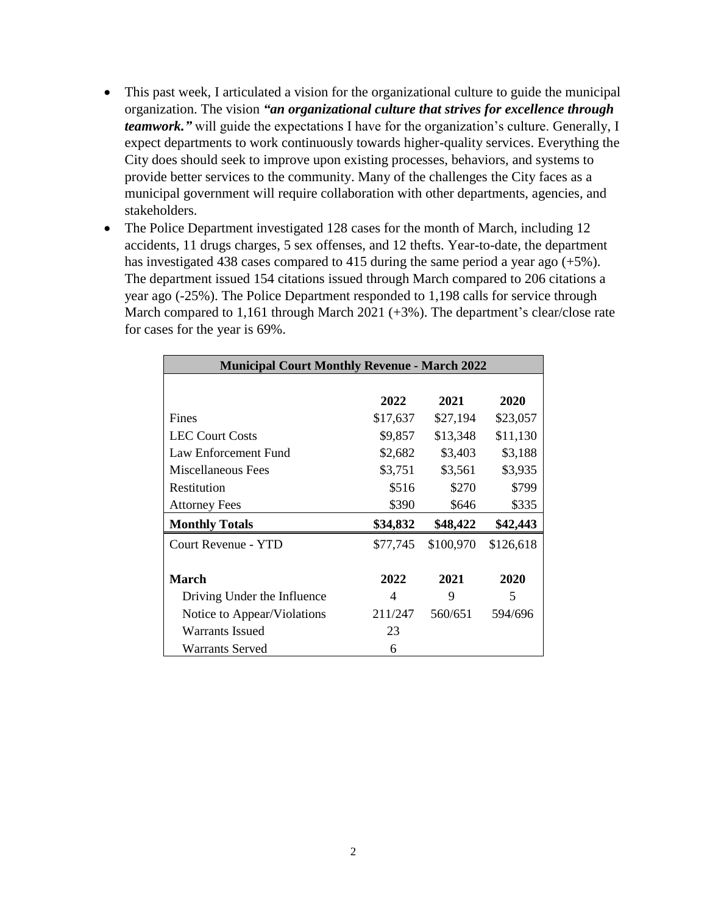- This past week, I articulated a vision for the organizational culture to guide the municipal organization. The vision ***"an organizational culture that strives for excellence through teamwork."*** will guide the expectations I have for the organization's culture. Generally, I expect departments to work continuously towards higher-quality services. Everything the City does should seek to improve upon existing processes, behaviors, and systems to provide better services to the community. Many of the challenges the City faces as a municipal government will require collaboration with other departments, agencies, and stakeholders.
- The Police Department investigated 128 cases for the month of March, including 12 accidents, 11 drugs charges, 5 sex offenses, and 12 thefts. Year-to-date, the department has investigated 438 cases compared to 415 during the same period a year ago (+5%). The department issued 154 citations issued through March compared to 206 citations a year ago (-25%). The Police Department responded to 1,198 calls for service through March compared to 1,161 through March 2021 (+3%). The department's clear/close rate for cases for the year is 69%.

| **Municipal Court Monthly Revenue - March 2022** | | | |
|---|---|---|---|
| | **2022** | **2021** | **2020** |
| Fines | $17,637 | $27,194 | $23,057 |
| LEC Court Costs | $9,857 | $13,348 | $11,130 |
| Law Enforcement Fund | $2,682 | $3,403 | $3,188 |
| Miscellaneous Fees | $3,751 | $3,561 | $3,935 |
| Restitution | $516 | $270 | $799 |
| Attorney Fees | $390 | $646 | $335 |
| **Monthly Totals** | **$34,832** | **$48,422** | **$42,443** |
| Court Revenue - YTD | $77,745 | $100,970 | $126,618 |
| **March** | **2022** | **2021** | **2020** |
| Driving Under the Influence | 4 | 9 | 5 |
| Notice to Appear/Violations | 211/247 | 560/651 | 594/696 |
| Warrants Issued | 23 | | |
| Warrants Served | 6 | | |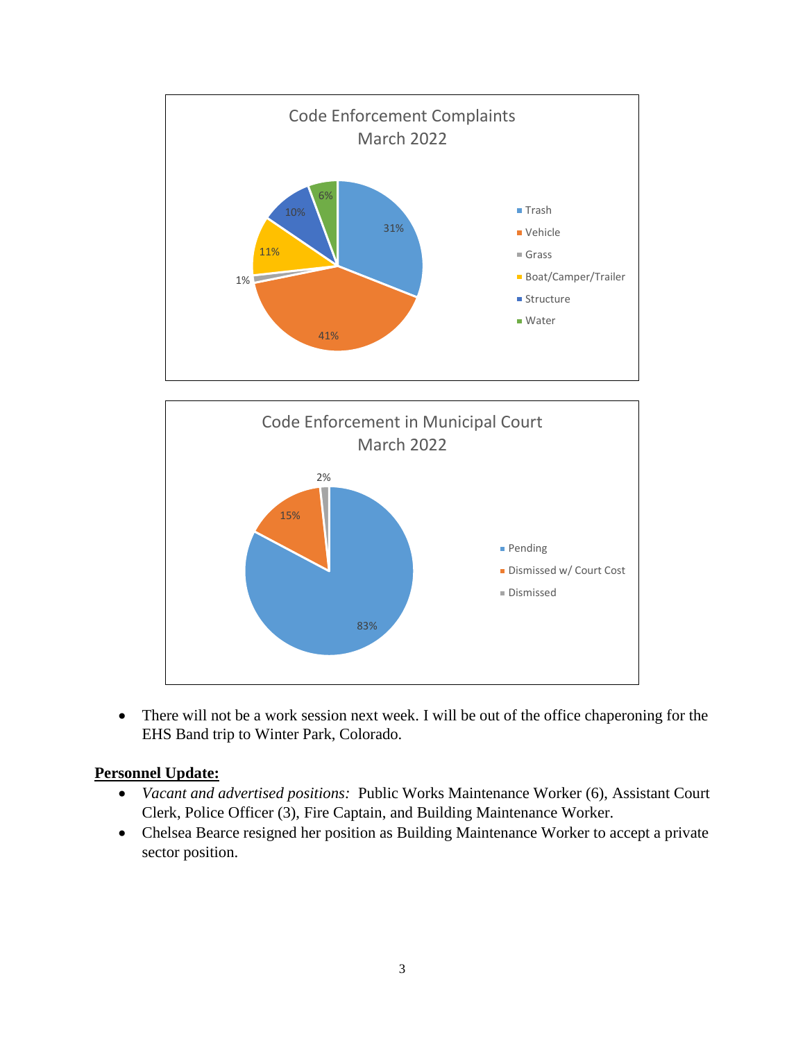**Code Enforcement Complaints**
**March 2022**

| Category | Percentage |
|---|---|
| Trash | 31% |
| Vehicle | 41% |
| Grass | 1% |
| Boat/Camper/Trailer | 11% |
| Structure | 10% |
| Water | 6% |

**Code Enforcement in Municipal Court**
**March 2022**

| Status | Percentage |
|---|---|
| Pending | 83% |
| Dismissed w/ Court Cost | 15% |
| Dismissed | 2% |

- There will not be a work session next week. I will be out of the office chaperoning for the EHS Band trip to Winter Park, Colorado.

**Personnel Update:**

- *Vacant and advertised positions:* Public Works Maintenance Worker (6), Assistant Court Clerk, Police Officer (3), Fire Captain, and Building Maintenance Worker.
- Chelsea Bearce resigned her position as Building Maintenance Worker to accept a private sector position.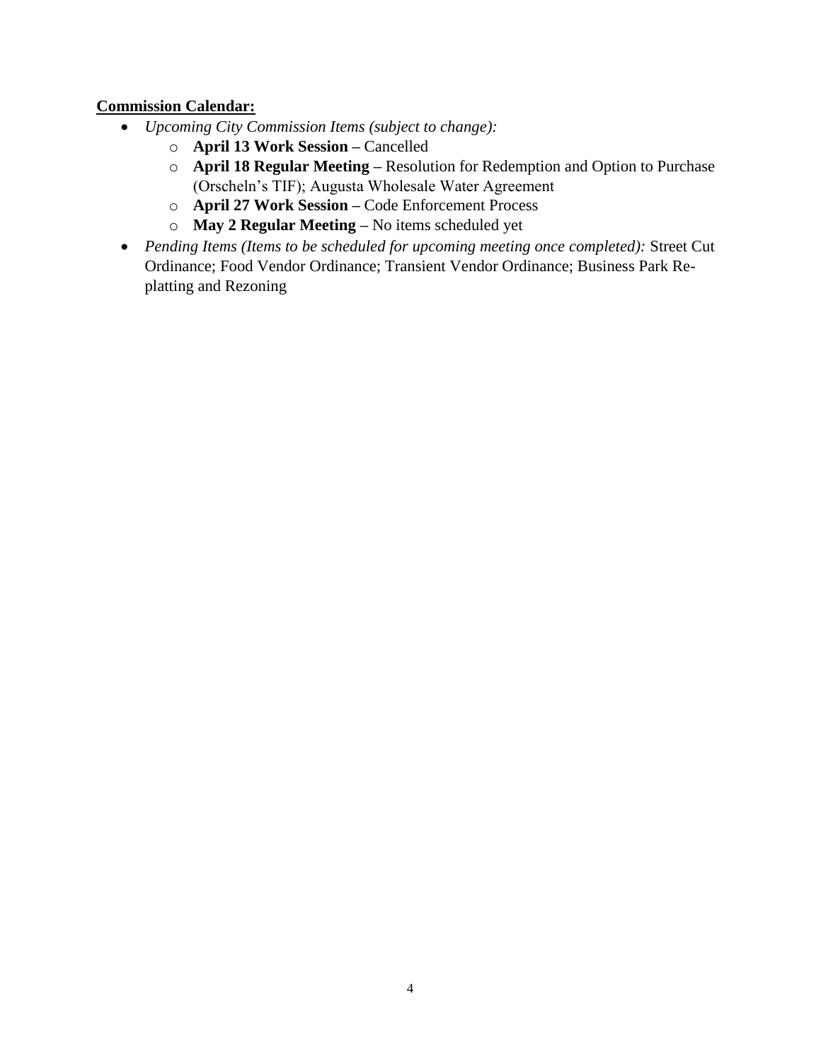**<u>Commission Calendar:</u>**

- *Upcoming City Commission Items (subject to change):*
  - **April 13 Work Session –** Cancelled
  - **April 18 Regular Meeting –** Resolution for Redemption and Option to Purchase (Orscheln's TIF); Augusta Wholesale Water Agreement
  - **April 27 Work Session –** Code Enforcement Process
  - **May 2 Regular Meeting –** No items scheduled yet
- *Pending Items (Items to be scheduled for upcoming meeting once completed):* Street Cut Ordinance; Food Vendor Ordinance; Transient Vendor Ordinance; Business Park Re-platting and Rezoning